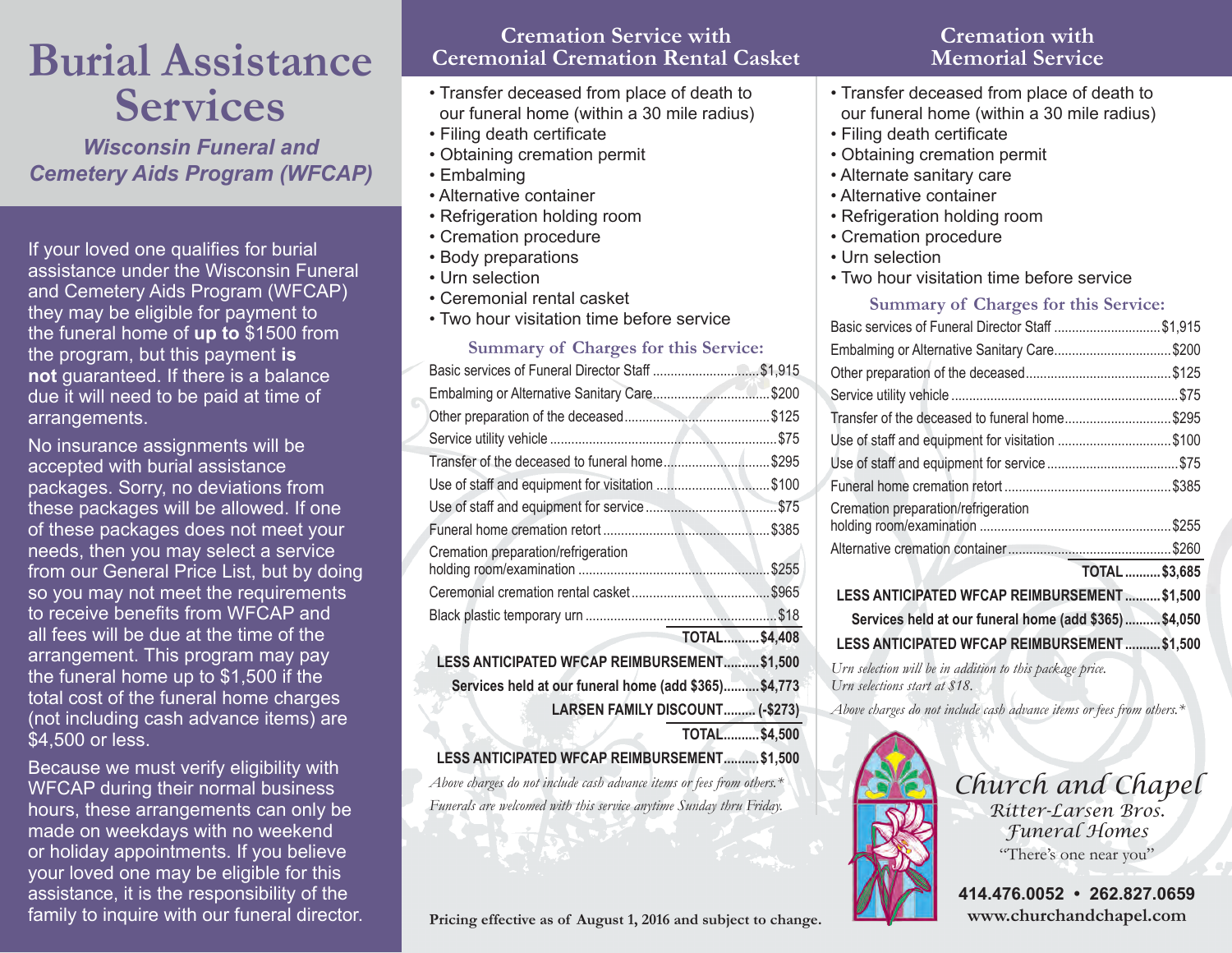# Burial Assistance Services

***Wisconsin Funeral and Cemetery Aids Program (WFCAP)***

If your loved one qualifies for burial assistance under the Wisconsin Funeral and Cemetery Aids Program (WFCAP) they may be eligible for payment to the funeral home of **up to** $1500 from the program, but this payment **is not** guaranteed. If there is a balance due it will need to be paid at time of arrangements.

No insurance assignments will be accepted with burial assistance packages. Sorry, no deviations from these packages will be allowed. If one of these packages does not meet your needs, then you may select a service from our General Price List, but by doing so you may not meet the requirements to receive benefits from WFCAP and all fees will be due at the time of the arrangement. This program may pay the funeral home up to $1,500 if the total cost of the funeral home charges (not including cash advance items) are $4,500 or less.

Because we must verify eligibility with WFCAP during their normal business hours, these arrangements can only be made on weekdays with no weekend or holiday appointments. If you believe your loved one may be eligible for this assistance, it is the responsibility of the family to inquire with our funeral director.

## Cremation Service with Ceremonial Cremation Rental Casket

- Transfer deceased from place of death to our funeral home (within a 30 mile radius)
- Filing death certificate
- Obtaining cremation permit
- Embalming
- Alternative container
- Refrigeration holding room
- Cremation procedure
- Body preparations
- Urn selection
- Ceremonial rental casket
- Two hour visitation time before service

### Summary of Charges for this Service:

| Item | Charge |
|---|---|
| Basic services of Funeral Director Staff | $1,915 |
| Embalming or Alternative Sanitary Care | $200 |
| Other preparation of the deceased | $125 |
| Service utility vehicle | $75 |
| Transfer of the deceased to funeral home | $295 |
| Use of staff and equipment for visitation | $100 |
| Use of staff and equipment for service | $75 |
| Funeral home cremation retort | $385 |
| Cremation preparation/refrigeration holding room/examination | $255 |
| Ceremonial cremation rental casket | $965 |
| Black plastic temporary urn | $18 |
| **TOTAL** | **$4,408** |
| **LESS ANTICIPATED WFCAP REIMBURSEMENT** | **$1,500** |
| **Services held at our funeral home (add $365)** | **$4,773** |
| **LARSEN FAMILY DISCOUNT** | **(-$273)** |
| **TOTAL** | **$4,500** |
| **LESS ANTICIPATED WFCAP REIMBURSEMENT** | **$1,500** |

*Above charges do not include cash advance items or fees from others.\**

*Funerals are welcomed with this service anytime Sunday thru Friday.*

## Cremation with Memorial Service

- Transfer deceased from place of death to our funeral home (within a 30 mile radius)
- Filing death certificate
- Obtaining cremation permit
- Alternate sanitary care
- Alternative container
- Refrigeration holding room
- Cremation procedure
- Urn selection
- Two hour visitation time before service

### Summary of Charges for this Service:

| Item | Charge |
|---|---|
| Basic services of Funeral Director Staff | $1,915 |
| Embalming or Alternative Sanitary Care | $200 |
| Other preparation of the deceased | $125 |
| Service utility vehicle | $75 |
| Transfer of the deceased to funeral home | $295 |
| Use of staff and equipment for visitation | $100 |
| Use of staff and equipment for service | $75 |
| Funeral home cremation retort | $385 |
| Cremation preparation/refrigeration holding room/examination | $255 |
| Alternative cremation container | $260 |
| **TOTAL** | **$3,685** |
| **LESS ANTICIPATED WFCAP REIMBURSEMENT** | **$1,500** |
| **Services held at our funeral home (add $365)** | **$4,050** |
| **LESS ANTICIPATED WFCAP REIMBURSEMENT** | **$1,500** |

*Urn selection will be in addition to this package price. Urn selections start at $18.*

*Above charges do not include cash advance items or fees from others.\**

**Pricing effective as of August 1, 2016 and subject to change.**

Church and Chapel
Ritter-Larsen Bros. Funeral Homes
"There's one near you"

**414.476.0052 • 262.827.0659**
**www.churchandchapel.com**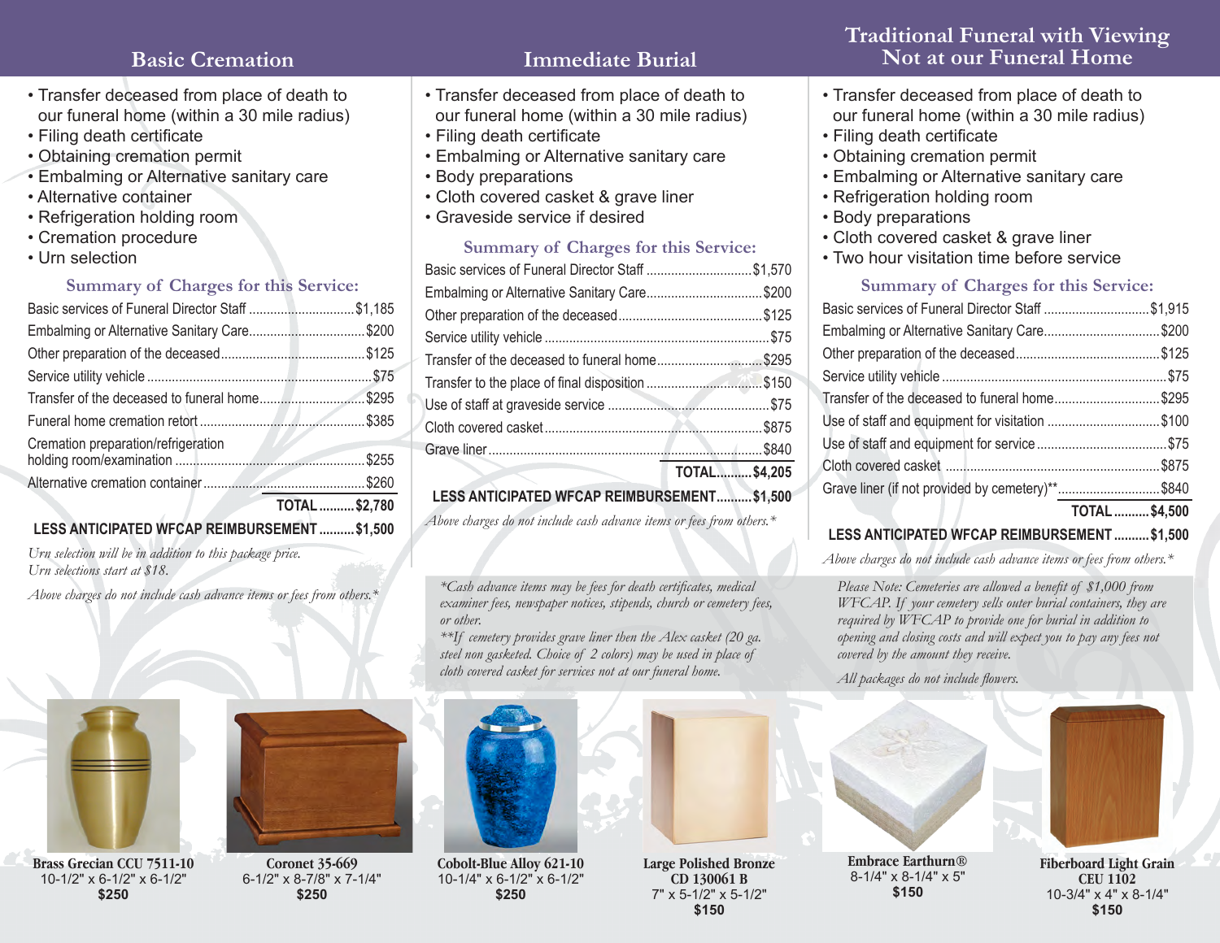## Basic Cremation

- Transfer deceased from place of death to our funeral home (within a 30 mile radius)
- Filing death certificate
- Obtaining cremation permit
- Embalming or Alternative sanitary care
- Alternative container
- Refrigeration holding room
- Cremation procedure
- Urn selection

### Summary of Charges for this Service:

| | |
|---|---|
| Basic services of Funeral Director Staff | $1,185 |
| Embalming or Alternative Sanitary Care | $200 |
| Other preparation of the deceased | $125 |
| Service utility vehicle | $75 |
| Transfer of the deceased to funeral home | $295 |
| Funeral home cremation retort | $385 |
| Cremation preparation/refrigeration holding room/examination | $255 |
| Alternative cremation container | $260 |
| **TOTAL** | **$2,780** |
| **LESS ANTICIPATED WFCAP REIMBURSEMENT** | **$1,500** |

*Urn selection will be in addition to this package price. Urn selections start at $18.*

*Above charges do not include cash advance items or fees from others.**

## Immediate Burial

- Transfer deceased from place of death to our funeral home (within a 30 mile radius)
- Filing death certificate
- Embalming or Alternative sanitary care
- Body preparations
- Cloth covered casket & grave liner
- Graveside service if desired

### Summary of Charges for this Service:

| | |
|---|---|
| Basic services of Funeral Director Staff | $1,570 |
| Embalming or Alternative Sanitary Care | $200 |
| Other preparation of the deceased | $125 |
| Service utility vehicle | $75 |
| Transfer of the deceased to funeral home | $295 |
| Transfer to the place of final disposition | $150 |
| Use of staff at graveside service | $75 |
| Cloth covered casket | $875 |
| Grave liner | $840 |
| **TOTAL** | **$4,205** |
| **LESS ANTICIPATED WFCAP REIMBURSEMENT** | **$1,500** |

*Above charges do not include cash advance items or fees from others.**

*\*Cash advance items may be fees for death certificates, medical examiner fees, newspaper notices, stipends, church or cemetery fees, or other.*

*\*\*If cemetery provides grave liner then the Alex casket (20 ga. steel non gasketed. Choice of 2 colors) may be used in place of cloth covered casket for services not at our funeral home.*

## Traditional Funeral with Viewing Not at our Funeral Home

- Transfer deceased from place of death to our funeral home (within a 30 mile radius)
- Filing death certificate
- Obtaining cremation permit
- Embalming or Alternative sanitary care
- Refrigeration holding room
- Body preparations
- Cloth covered casket & grave liner
- Two hour visitation time before service

### Summary of Charges for this Service:

| | |
|---|---|
| Basic services of Funeral Director Staff | $1,915 |
| Embalming or Alternative Sanitary Care | $200 |
| Other preparation of the deceased | $125 |
| Service utility vehicle | $75 |
| Transfer of the deceased to funeral home | $295 |
| Use of staff and equipment for visitation | $100 |
| Use of staff and equipment for service | $75 |
| Cloth covered casket | $875 |
| Grave liner (if not provided by cemetery)** | $840 |
| **TOTAL** | **$4,500** |
| **LESS ANTICIPATED WFCAP REIMBURSEMENT** | **$1,500** |

*Above charges do not include cash advance items or fees from others.**

*Please Note: Cemeteries are allowed a benefit of $1,000 from WFCAP. If your cemetery sells outer burial containers, they are required by WFCAP to provide one for burial in addition to opening and closing costs and will expect you to pay any fees not covered by the amount they receive.*

*All packages do not include flowers.*

**Brass Grecian CCU 7511-10**
10-1/2" x 6-1/2" x 6-1/2"
**$250**

**Coronet 35-669**
6-1/2" x 8-7/8" x 7-1/4"
**$250**

**Cobolt-Blue Alloy 621-10**
10-1/4" x 6-1/2" x 6-1/2"
**$250**

**Large Polished Bronze CD 130061 B**
7" x 5-1/2" x 5-1/2"
**$150**

**Embrace Earthurn®**
8-1/4" x 8-1/4" x 5"
**$150**

**Fiberboard Light Grain CEU 1102**
10-3/4" x 4" x 8-1/4"
**$150**